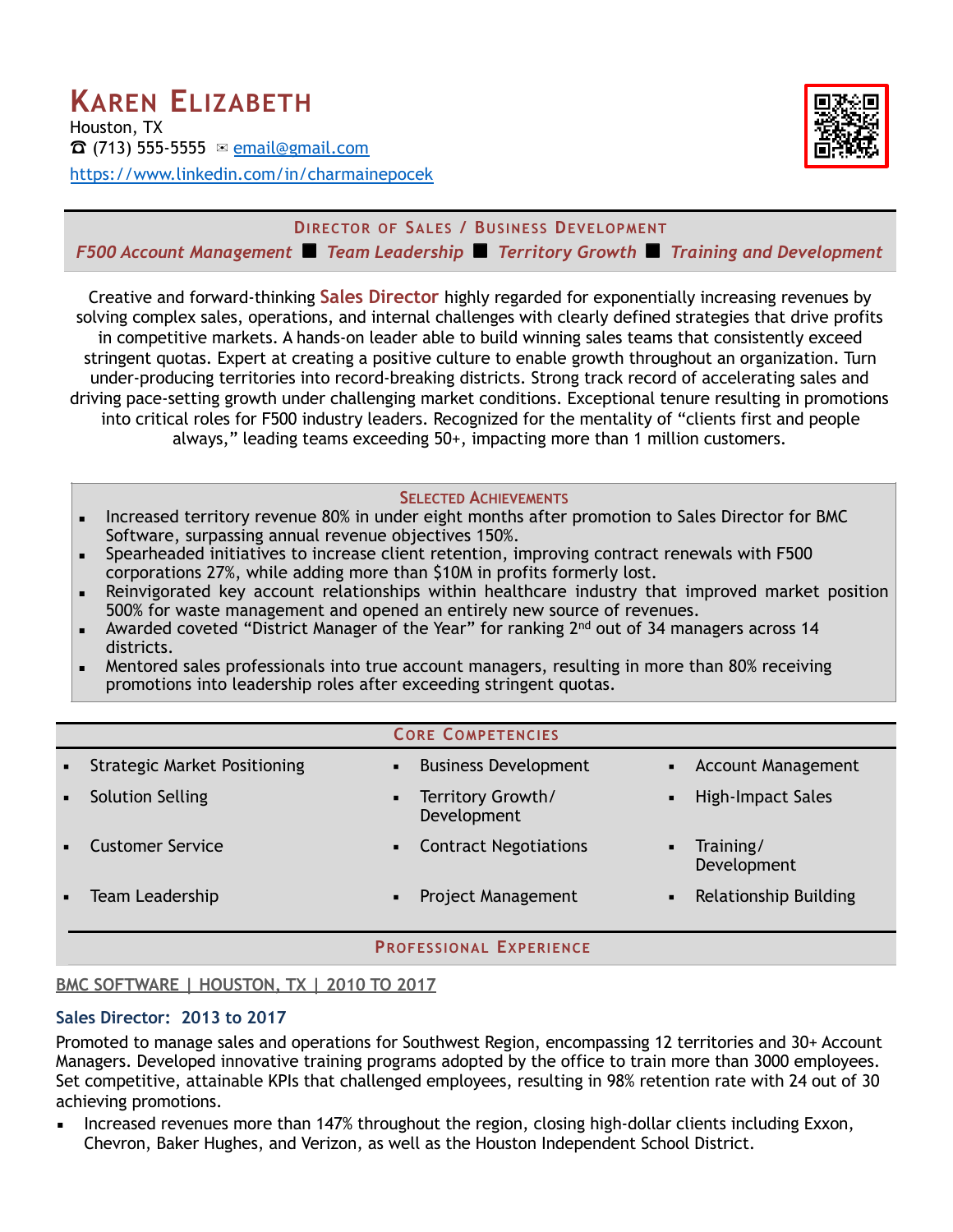# Karen Elizabeth

Houston, TX
☎ (713) 555-5555 ✉ email@gmail.com
https://www.linkedin.com/in/charmainepocek

## Director of Sales / Business Development

*F500 Account Management* ■ *Team Leadership* ■ *Territory Growth* ■ *Training and Development*

Creative and forward-thinking **Sales Director** highly regarded for exponentially increasing revenues by solving complex sales, operations, and internal challenges with clearly defined strategies that drive profits in competitive markets. A hands-on leader able to build winning sales teams that consistently exceed stringent quotas. Expert at creating a positive culture to enable growth throughout an organization. Turn under-producing territories into record-breaking districts. Strong track record of accelerating sales and driving pace-setting growth under challenging market conditions. Exceptional tenure resulting in promotions into critical roles for F500 industry leaders. Recognized for the mentality of "clients first and people always," leading teams exceeding 50+, impacting more than 1 million customers.

## Selected Achievements

- Increased territory revenue 80% in under eight months after promotion to Sales Director for BMC Software, surpassing annual revenue objectives 150%.
- Spearheaded initiatives to increase client retention, improving contract renewals with F500 corporations 27%, while adding more than $10M in profits formerly lost.
- Reinvigorated key account relationships within healthcare industry that improved market position 500% for waste management and opened an entirely new source of revenues.
- Awarded coveted "District Manager of the Year" for ranking 2nd out of 34 managers across 14 districts.
- Mentored sales professionals into true account managers, resulting in more than 80% receiving promotions into leadership roles after exceeding stringent quotas.

## Core Competencies

- Strategic Market Positioning
- Business Development
- Account Management
- Solution Selling
- Territory Growth/ Development
- High-Impact Sales
- Customer Service
- Contract Negotiations
- Training/ Development
- Team Leadership
- Project Management
- Relationship Building

## Professional Experience

**BMC SOFTWARE | HOUSTON, TX | 2010 TO 2017**

### Sales Director: 2013 to 2017

Promoted to manage sales and operations for Southwest Region, encompassing 12 territories and 30+ Account Managers. Developed innovative training programs adopted by the office to train more than 3000 employees. Set competitive, attainable KPIs that challenged employees, resulting in 98% retention rate with 24 out of 30 achieving promotions.

- Increased revenues more than 147% throughout the region, closing high-dollar clients including Exxon, Chevron, Baker Hughes, and Verizon, as well as the Houston Independent School District.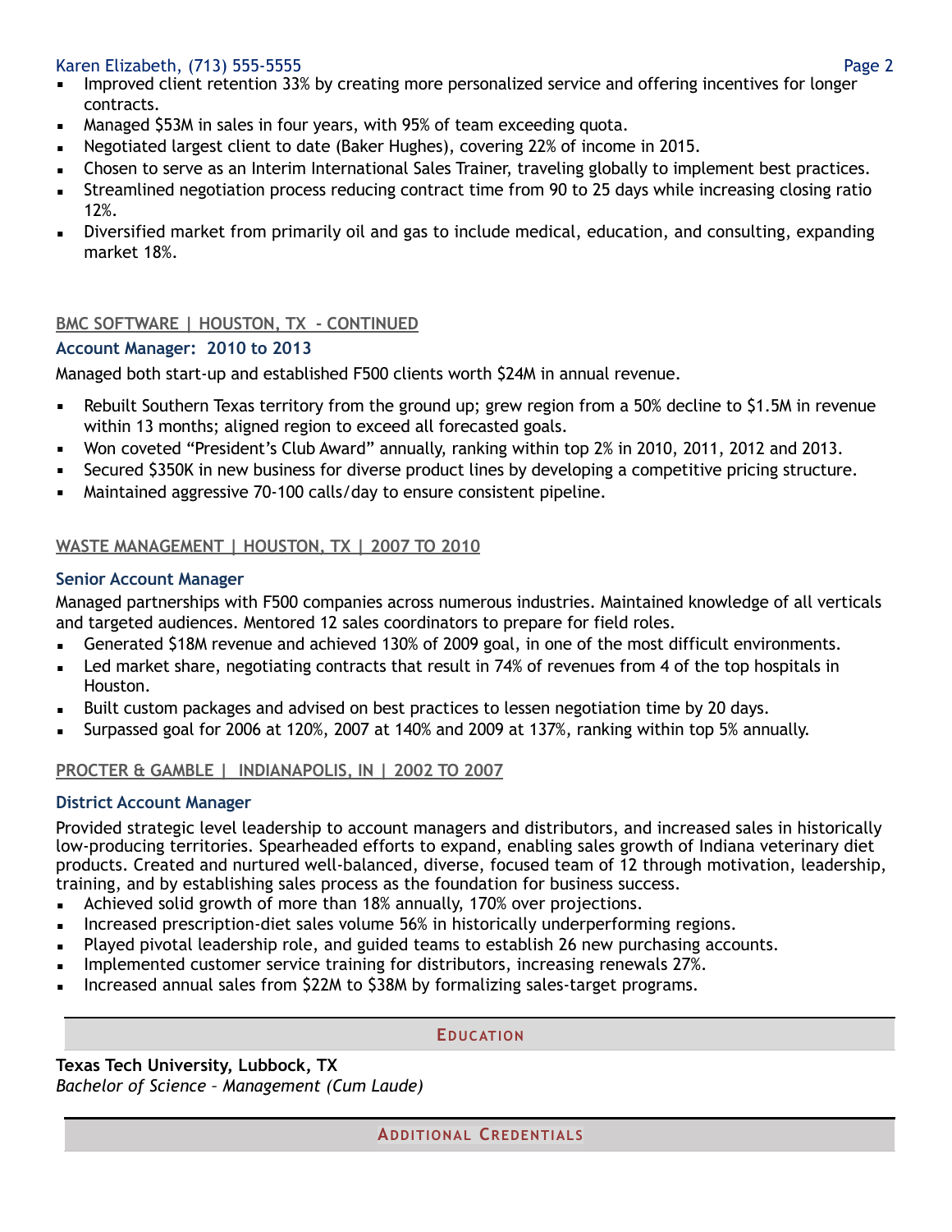- Improved client retention 33% by creating more personalized service and offering incentives for longer contracts.
- Managed $53M in sales in four years, with 95% of team exceeding quota.
- Negotiated largest client to date (Baker Hughes), covering 22% of income in 2015.
- Chosen to serve as an Interim International Sales Trainer, traveling globally to implement best practices.
- Streamlined negotiation process reducing contract time from 90 to 25 days while increasing closing ratio 12%.
- Diversified market from primarily oil and gas to include medical, education, and consulting, expanding market 18%.

**BMC SOFTWARE | HOUSTON, TX - CONTINUED**

### Account Manager: 2010 to 2013

Managed both start-up and established F500 clients worth $24M in annual revenue.

- Rebuilt Southern Texas territory from the ground up; grew region from a 50% decline to $1.5M in revenue within 13 months; aligned region to exceed all forecasted goals.
- Won coveted "President's Club Award" annually, ranking within top 2% in 2010, 2011, 2012 and 2013.
- Secured $350K in new business for diverse product lines by developing a competitive pricing structure.
- Maintained aggressive 70-100 calls/day to ensure consistent pipeline.

**WASTE MANAGEMENT | HOUSTON, TX | 2007 TO 2010**

### Senior Account Manager

Managed partnerships with F500 companies across numerous industries. Maintained knowledge of all verticals and targeted audiences. Mentored 12 sales coordinators to prepare for field roles.

- Generated $18M revenue and achieved 130% of 2009 goal, in one of the most difficult environments.
- Led market share, negotiating contracts that result in 74% of revenues from 4 of the top hospitals in Houston.
- Built custom packages and advised on best practices to lessen negotiation time by 20 days.
- Surpassed goal for 2006 at 120%, 2007 at 140% and 2009 at 137%, ranking within top 5% annually.

**PROCTER & GAMBLE | INDIANAPOLIS, IN | 2002 TO 2007**

### District Account Manager

Provided strategic level leadership to account managers and distributors, and increased sales in historically low-producing territories. Spearheaded efforts to expand, enabling sales growth of Indiana veterinary diet products. Created and nurtured well-balanced, diverse, focused team of 12 through motivation, leadership, training, and by establishing sales process as the foundation for business success.

- Achieved solid growth of more than 18% annually, 170% over projections.
- Increased prescription-diet sales volume 56% in historically underperforming regions.
- Played pivotal leadership role, and guided teams to establish 26 new purchasing accounts.
- Implemented customer service training for distributors, increasing renewals 27%.
- Increased annual sales from $22M to $38M by formalizing sales-target programs.

## Education

**Texas Tech University, Lubbock, TX**
*Bachelor of Science – Management (Cum Laude)*

## Additional Credentials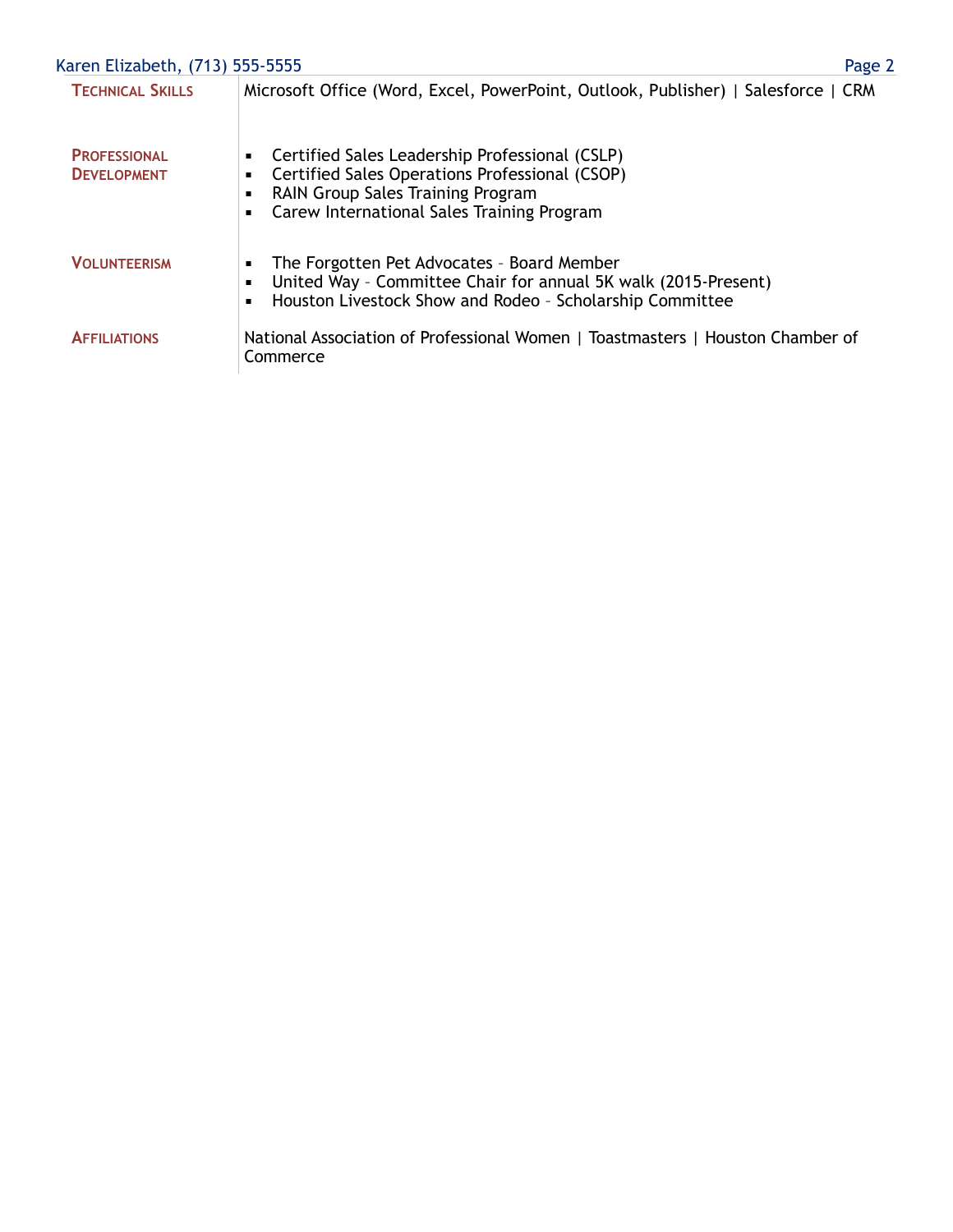## TECHNICAL SKILLS

Microsoft Office (Word, Excel, PowerPoint, Outlook, Publisher) | Salesforce | CRM

## PROFESSIONAL DEVELOPMENT

- Certified Sales Leadership Professional (CSLP)
- Certified Sales Operations Professional (CSOP)
- RAIN Group Sales Training Program
- Carew International Sales Training Program

## VOLUNTEERISM

- The Forgotten Pet Advocates – Board Member
- United Way – Committee Chair for annual 5K walk (2015-Present)
- Houston Livestock Show and Rodeo – Scholarship Committee

## AFFILIATIONS

National Association of Professional Women | Toastmasters | Houston Chamber of Commerce